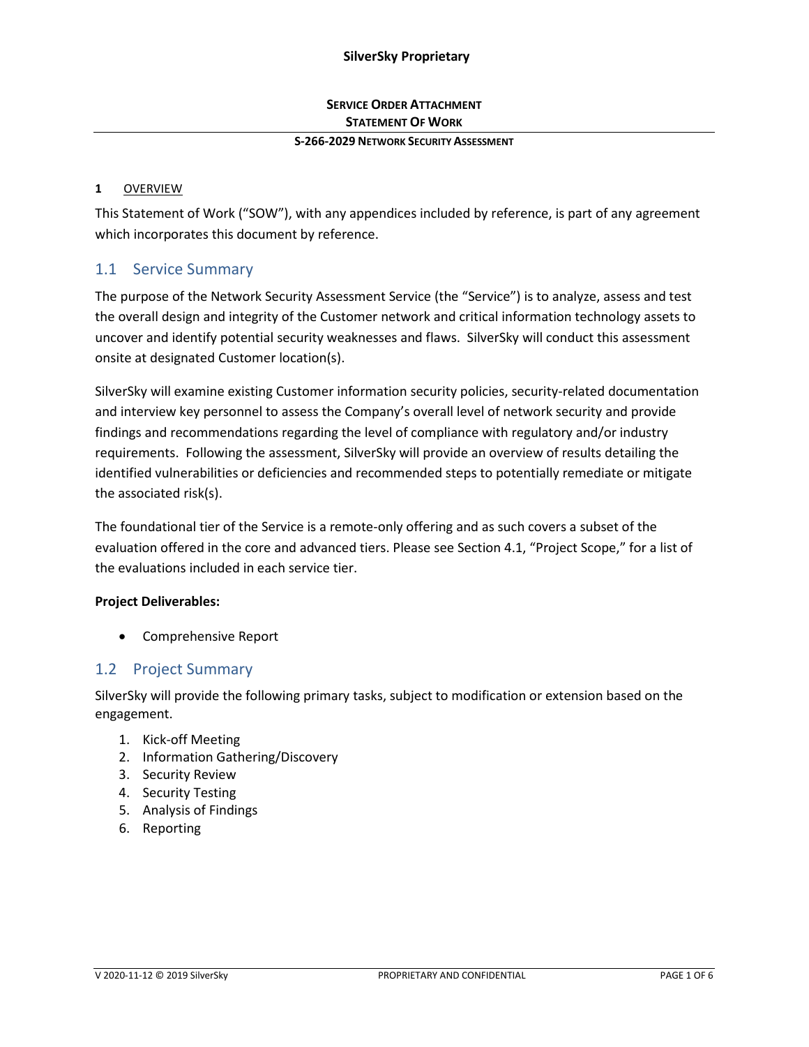**SilverSky Proprietary**

**SERVICE ORDER ATTACHMENT**

**STATEMENT OF WORK**

**S-266-2029 NETWORK SECURITY ASSESSMENT**

# 1 OVERVIEW

This Statement of Work ("SOW"), with any appendices included by reference, is part of any agreement which incorporates this document by reference.

## 1.1 Service Summary

The purpose of the Network Security Assessment Service (the "Service") is to analyze, assess and test the overall design and integrity of the Customer network and critical information technology assets to uncover and identify potential security weaknesses and flaws. SilverSky will conduct this assessment onsite at designated Customer location(s).

SilverSky will examine existing Customer information security policies, security-related documentation and interview key personnel to assess the Company's overall level of network security and provide findings and recommendations regarding the level of compliance with regulatory and/or industry requirements. Following the assessment, SilverSky will provide an overview of results detailing the identified vulnerabilities or deficiencies and recommended steps to potentially remediate or mitigate the associated risk(s).

The foundational tier of the Service is a remote-only offering and as such covers a subset of the evaluation offered in the core and advanced tiers. Please see Section 4.1, "Project Scope," for a list of the evaluations included in each service tier.

**Project Deliverables:**

- Comprehensive Report

## 1.2 Project Summary

SilverSky will provide the following primary tasks, subject to modification or extension based on the engagement.

1. Kick-off Meeting
2. Information Gathering/Discovery
3. Security Review
4. Security Testing
5. Analysis of Findings
6. Reporting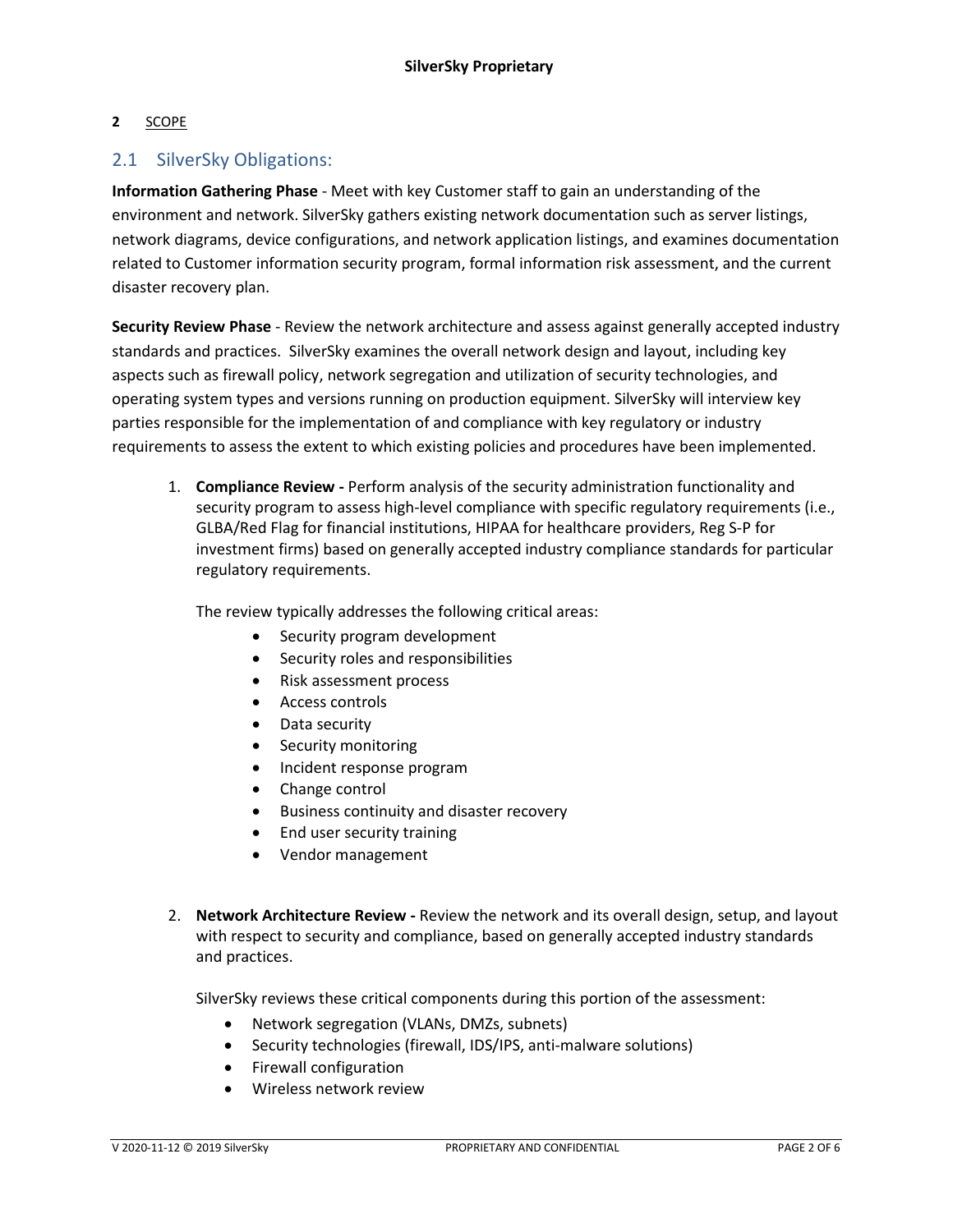## 2 SCOPE

### 2.1 SilverSky Obligations:

**Information Gathering Phase** - Meet with key Customer staff to gain an understanding of the environment and network. SilverSky gathers existing network documentation such as server listings, network diagrams, device configurations, and network application listings, and examines documentation related to Customer information security program, formal information risk assessment, and the current disaster recovery plan.

**Security Review Phase** - Review the network architecture and assess against generally accepted industry standards and practices. SilverSky examines the overall network design and layout, including key aspects such as firewall policy, network segregation and utilization of security technologies, and operating system types and versions running on production equipment. SilverSky will interview key parties responsible for the implementation of and compliance with key regulatory or industry requirements to assess the extent to which existing policies and procedures have been implemented.

1. **Compliance Review -** Perform analysis of the security administration functionality and security program to assess high-level compliance with specific regulatory requirements (i.e., GLBA/Red Flag for financial institutions, HIPAA for healthcare providers, Reg S-P for investment firms) based on generally accepted industry compliance standards for particular regulatory requirements.

   The review typically addresses the following critical areas:

   - Security program development
   - Security roles and responsibilities
   - Risk assessment process
   - Access controls
   - Data security
   - Security monitoring
   - Incident response program
   - Change control
   - Business continuity and disaster recovery
   - End user security training
   - Vendor management

2. **Network Architecture Review -** Review the network and its overall design, setup, and layout with respect to security and compliance, based on generally accepted industry standards and practices.

   SilverSky reviews these critical components during this portion of the assessment:

   - Network segregation (VLANs, DMZs, subnets)
   - Security technologies (firewall, IDS/IPS, anti-malware solutions)
   - Firewall configuration
   - Wireless network review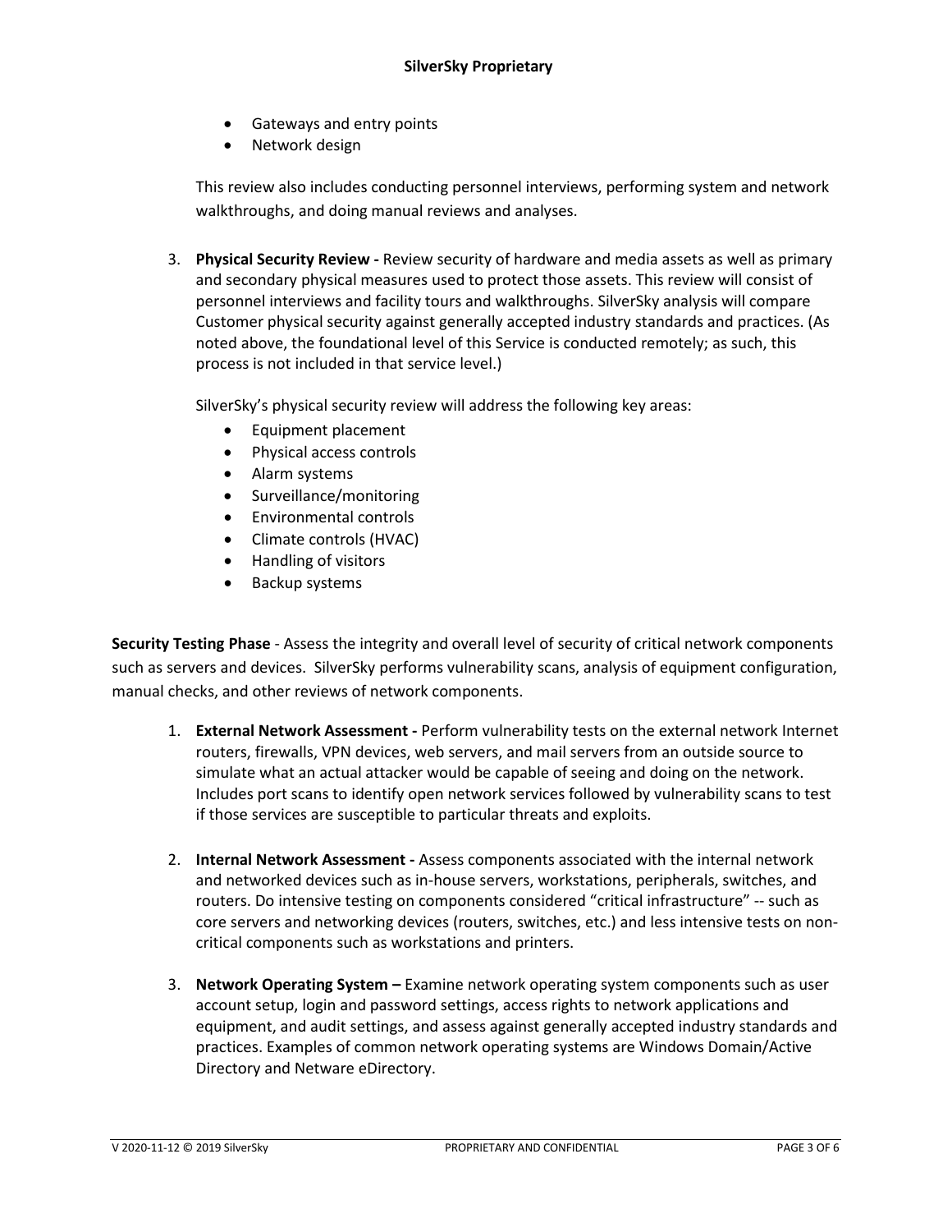- Gateways and entry points
- Network design

This review also includes conducting personnel interviews, performing system and network walkthroughs, and doing manual reviews and analyses.

3. **Physical Security Review -** Review security of hardware and media assets as well as primary and secondary physical measures used to protect those assets. This review will consist of personnel interviews and facility tours and walkthroughs. SilverSky analysis will compare Customer physical security against generally accepted industry standards and practices. (As noted above, the foundational level of this Service is conducted remotely; as such, this process is not included in that service level.)

   SilverSky's physical security review will address the following key areas:

   - Equipment placement
   - Physical access controls
   - Alarm systems
   - Surveillance/monitoring
   - Environmental controls
   - Climate controls (HVAC)
   - Handling of visitors
   - Backup systems

**Security Testing Phase** - Assess the integrity and overall level of security of critical network components such as servers and devices. SilverSky performs vulnerability scans, analysis of equipment configuration, manual checks, and other reviews of network components.

1. **External Network Assessment -** Perform vulnerability tests on the external network Internet routers, firewalls, VPN devices, web servers, and mail servers from an outside source to simulate what an actual attacker would be capable of seeing and doing on the network. Includes port scans to identify open network services followed by vulnerability scans to test if those services are susceptible to particular threats and exploits.

2. **Internal Network Assessment -** Assess components associated with the internal network and networked devices such as in-house servers, workstations, peripherals, switches, and routers. Do intensive testing on components considered "critical infrastructure" -- such as core servers and networking devices (routers, switches, etc.) and less intensive tests on non-critical components such as workstations and printers.

3. **Network Operating System –** Examine network operating system components such as user account setup, login and password settings, access rights to network applications and equipment, and audit settings, and assess against generally accepted industry standards and practices. Examples of common network operating systems are Windows Domain/Active Directory and Netware eDirectory.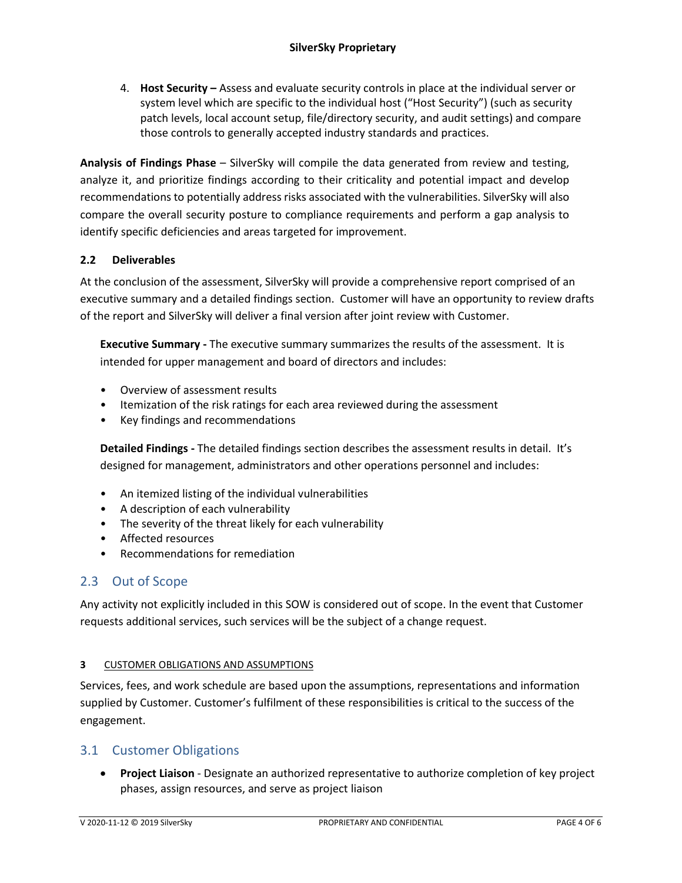4. **Host Security –** Assess and evaluate security controls in place at the individual server or system level which are specific to the individual host ("Host Security") (such as security patch levels, local account setup, file/directory security, and audit settings) and compare those controls to generally accepted industry standards and practices.

**Analysis of Findings Phase** – SilverSky will compile the data generated from review and testing, analyze it, and prioritize findings according to their criticality and potential impact and develop recommendations to potentially address risks associated with the vulnerabilities. SilverSky will also compare the overall security posture to compliance requirements and perform a gap analysis to identify specific deficiencies and areas targeted for improvement.

### 2.2 Deliverables

At the conclusion of the assessment, SilverSky will provide a comprehensive report comprised of an executive summary and a detailed findings section. Customer will have an opportunity to review drafts of the report and SilverSky will deliver a final version after joint review with Customer.

**Executive Summary -** The executive summary summarizes the results of the assessment. It is intended for upper management and board of directors and includes:

- Overview of assessment results
- Itemization of the risk ratings for each area reviewed during the assessment
- Key findings and recommendations

**Detailed Findings -** The detailed findings section describes the assessment results in detail. It's designed for management, administrators and other operations personnel and includes:

- An itemized listing of the individual vulnerabilities
- A description of each vulnerability
- The severity of the threat likely for each vulnerability
- Affected resources
- Recommendations for remediation

## 2.3 Out of Scope

Any activity not explicitly included in this SOW is considered out of scope. In the event that Customer requests additional services, such services will be the subject of a change request.

# 3 CUSTOMER OBLIGATIONS AND ASSUMPTIONS

Services, fees, and work schedule are based upon the assumptions, representations and information supplied by Customer. Customer's fulfilment of these responsibilities is critical to the success of the engagement.

## 3.1 Customer Obligations

- **Project Liaison** - Designate an authorized representative to authorize completion of key project phases, assign resources, and serve as project liaison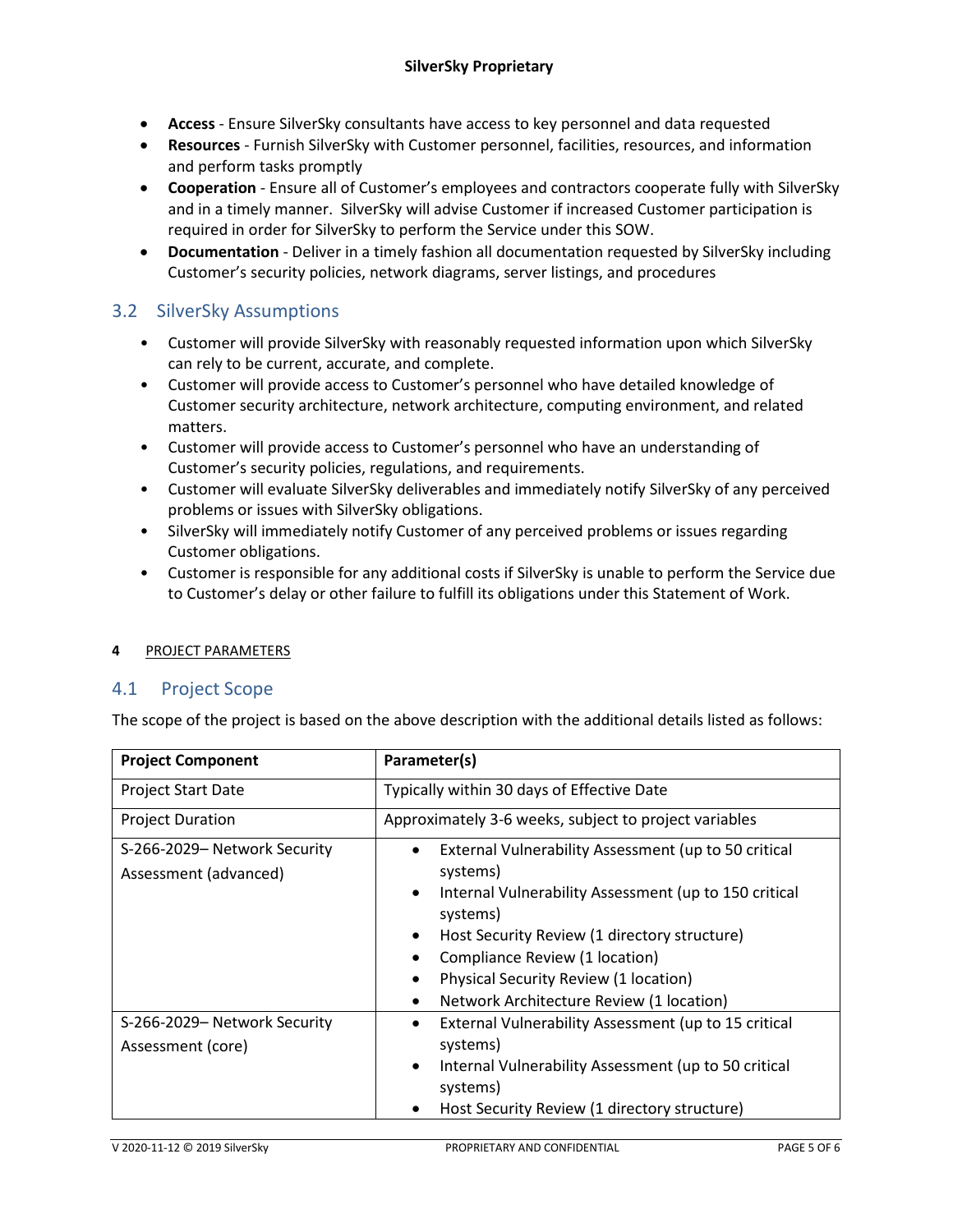- **Access** - Ensure SilverSky consultants have access to key personnel and data requested
- **Resources** - Furnish SilverSky with Customer personnel, facilities, resources, and information and perform tasks promptly
- **Cooperation** - Ensure all of Customer's employees and contractors cooperate fully with SilverSky and in a timely manner. SilverSky will advise Customer if increased Customer participation is required in order for SilverSky to perform the Service under this SOW.
- **Documentation** - Deliver in a timely fashion all documentation requested by SilverSky including Customer's security policies, network diagrams, server listings, and procedures

### 3.2 SilverSky Assumptions

- Customer will provide SilverSky with reasonably requested information upon which SilverSky can rely to be current, accurate, and complete.
- Customer will provide access to Customer's personnel who have detailed knowledge of Customer security architecture, network architecture, computing environment, and related matters.
- Customer will provide access to Customer's personnel who have an understanding of Customer's security policies, regulations, and requirements.
- Customer will evaluate SilverSky deliverables and immediately notify SilverSky of any perceived problems or issues with SilverSky obligations.
- SilverSky will immediately notify Customer of any perceived problems or issues regarding Customer obligations.
- Customer is responsible for any additional costs if SilverSky is unable to perform the Service due to Customer's delay or other failure to fulfill its obligations under this Statement of Work.

## 4 PROJECT PARAMETERS

### 4.1 Project Scope

The scope of the project is based on the above description with the additional details listed as follows:

| Project Component | Parameter(s) |
|---|---|
| Project Start Date | Typically within 30 days of Effective Date |
| Project Duration | Approximately 3-6 weeks, subject to project variables |
| S-266-2029– Network Security Assessment (advanced) | • External Vulnerability Assessment (up to 50 critical systems)<br>• Internal Vulnerability Assessment (up to 150 critical systems)<br>• Host Security Review (1 directory structure)<br>• Compliance Review (1 location)<br>• Physical Security Review (1 location)<br>• Network Architecture Review (1 location) |
| S-266-2029– Network Security Assessment (core) | • External Vulnerability Assessment (up to 15 critical systems)<br>• Internal Vulnerability Assessment (up to 50 critical systems)<br>• Host Security Review (1 directory structure) |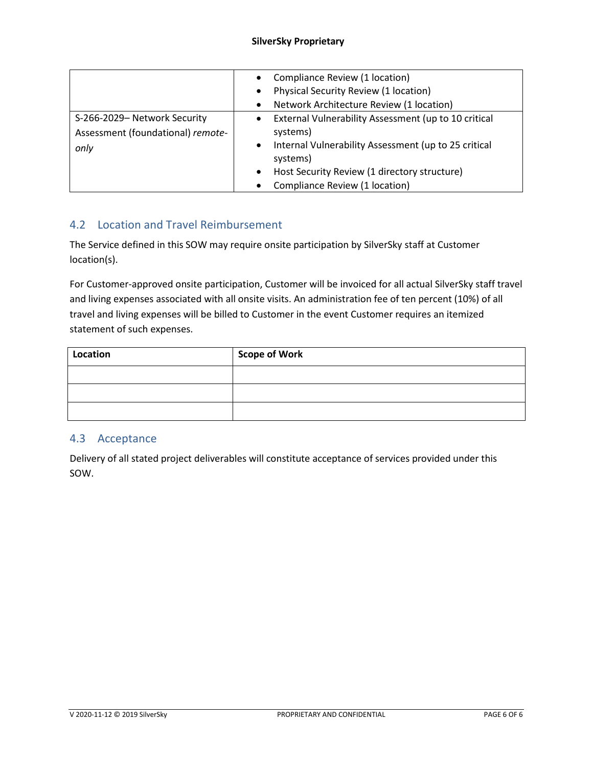| | |
|---|---|
| | • Compliance Review (1 location)<br>• Physical Security Review (1 location)<br>• Network Architecture Review (1 location) |
| S-266-2029– Network Security Assessment (foundational) *remote-only* | • External Vulnerability Assessment (up to 10 critical systems)<br>• Internal Vulnerability Assessment (up to 25 critical systems)<br>• Host Security Review (1 directory structure)<br>• Compliance Review (1 location) |

## 4.2 Location and Travel Reimbursement

The Service defined in this SOW may require onsite participation by SilverSky staff at Customer location(s).

For Customer-approved onsite participation, Customer will be invoiced for all actual SilverSky staff travel and living expenses associated with all onsite visits. An administration fee of ten percent (10%) of all travel and living expenses will be billed to Customer in the event Customer requires an itemized statement of such expenses.

| Location | Scope of Work |
|---|---|
| | |
| | |
| | |

## 4.3 Acceptance

Delivery of all stated project deliverables will constitute acceptance of services provided under this SOW.